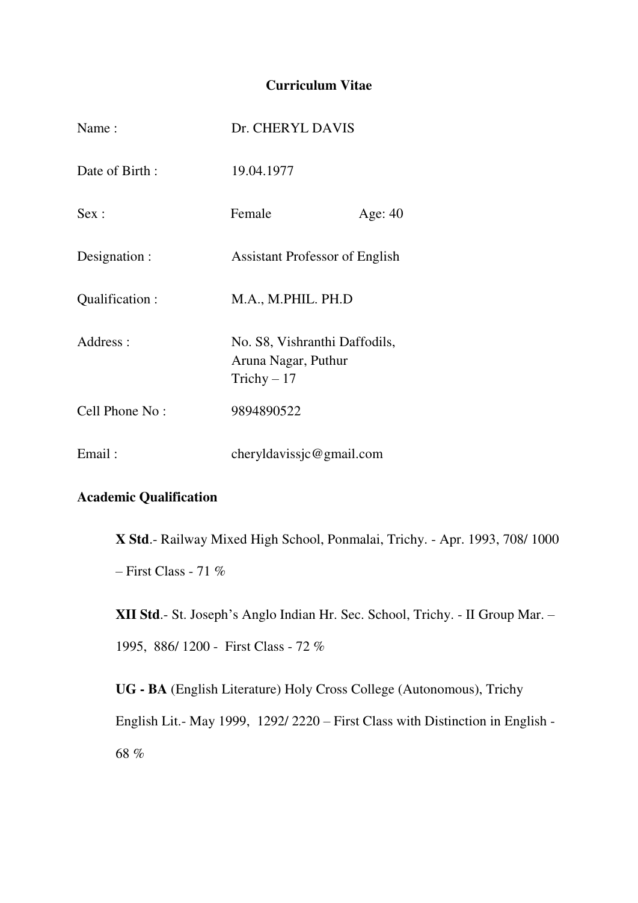# Curriculum Vitae

| | |
|---|---|
| Name : | Dr. CHERYL DAVIS |
| Date of Birth : | 19.04.1977 |
| Sex : | Female Age: 40 |
| Designation : | Assistant Professor of English |
| Qualification : | M.A., M.PHIL. PH.D |
| Address : | No. S8, Vishranthi Daffodils, Aruna Nagar, Puthur Trichy – 17 |
| Cell Phone No : | 9894890522 |
| Email : | cheryldavissjc@gmail.com |

## Academic Qualification

**X Std**.- Railway Mixed High School, Ponmalai, Trichy. - Apr. 1993, 708/ 1000 – First Class - 71 %

**XII Std**.- St. Joseph's Anglo Indian Hr. Sec. School, Trichy. - II Group Mar. – 1995, 886/ 1200 - First Class - 72 %

**UG - BA** (English Literature) Holy Cross College (Autonomous), Trichy English Lit.- May 1999, 1292/ 2220 – First Class with Distinction in English - 68 %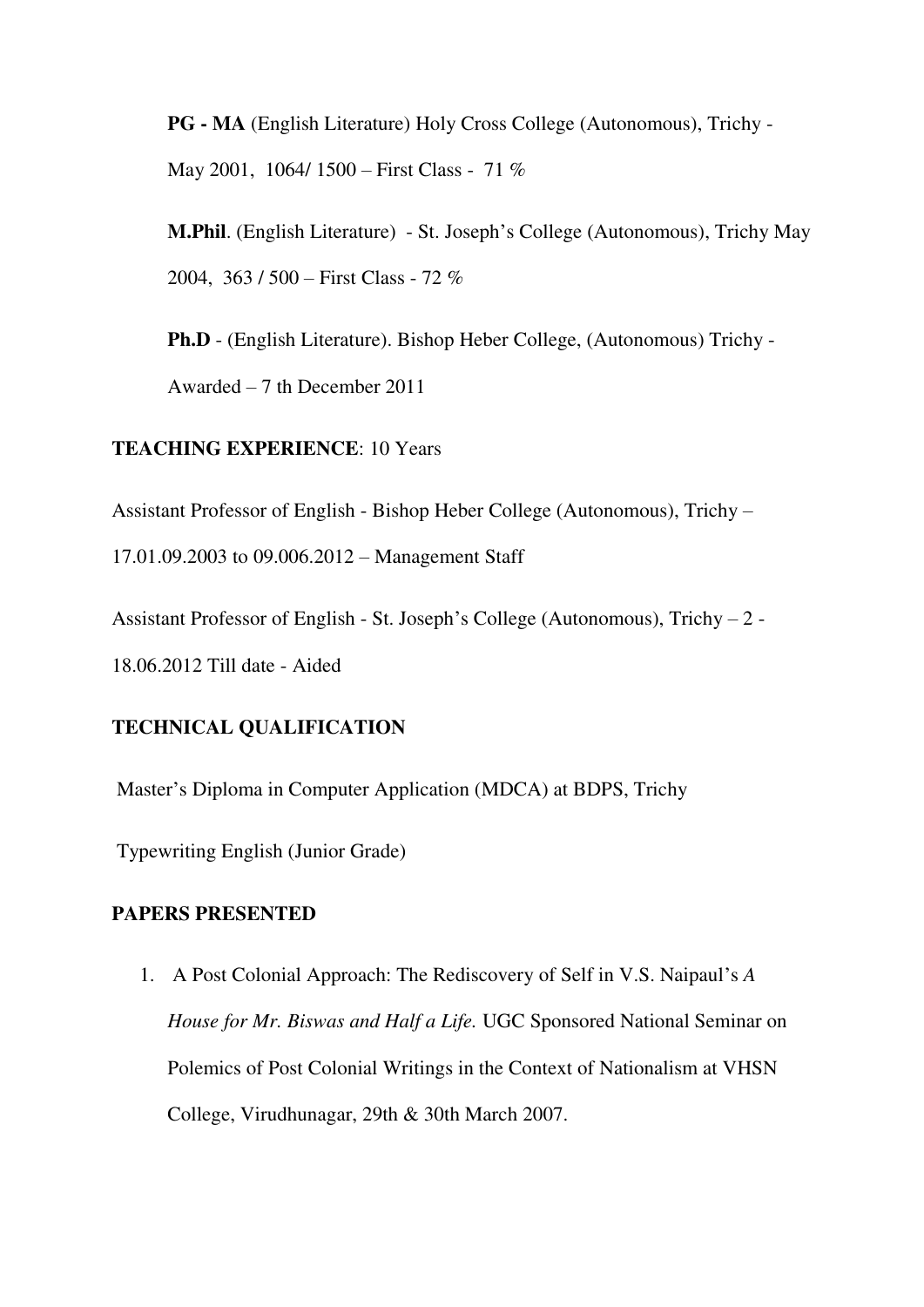**PG - MA** (English Literature) Holy Cross College (Autonomous), Trichy - May 2001, 1064/ 1500 – First Class - 71 %

**M.Phil**. (English Literature) - St. Joseph's College (Autonomous), Trichy May 2004, 363 / 500 – First Class - 72 %

**Ph.D** - (English Literature). Bishop Heber College, (Autonomous) Trichy - Awarded – 7 th December 2011

**TEACHING EXPERIENCE**: 10 Years

Assistant Professor of English - Bishop Heber College (Autonomous), Trichy – 17.01.09.2003 to 09.006.2012 – Management Staff

Assistant Professor of English - St. Joseph's College (Autonomous), Trichy – 2 - 18.06.2012 Till date - Aided

**TECHNICAL QUALIFICATION**

Master's Diploma in Computer Application (MDCA) at BDPS, Trichy

Typewriting English (Junior Grade)

**PAPERS PRESENTED**

1. A Post Colonial Approach: The Rediscovery of Self in V.S. Naipaul's *A House for Mr. Biswas and Half a Life.* UGC Sponsored National Seminar on Polemics of Post Colonial Writings in the Context of Nationalism at VHSN College, Virudhunagar, 29th & 30th March 2007.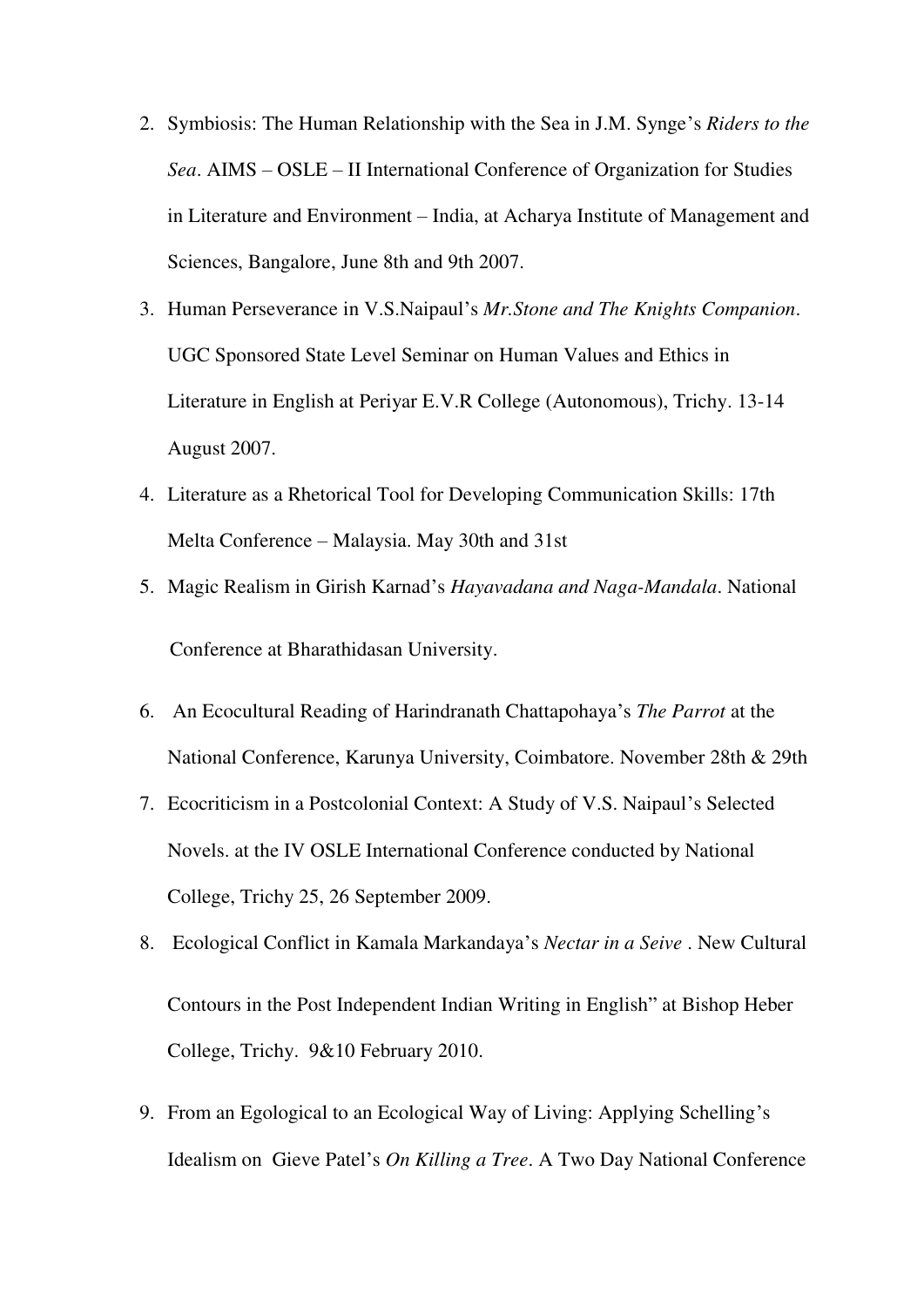2. Symbiosis: The Human Relationship with the Sea in J.M. Synge's *Riders to the Sea*. AIMS – OSLE – II International Conference of Organization for Studies in Literature and Environment – India, at Acharya Institute of Management and Sciences, Bangalore, June 8th and 9th 2007.
3. Human Perseverance in V.S.Naipaul's *Mr.Stone and The Knights Companion*. UGC Sponsored State Level Seminar on Human Values and Ethics in Literature in English at Periyar E.V.R College (Autonomous), Trichy. 13-14 August 2007.
4. Literature as a Rhetorical Tool for Developing Communication Skills: 17th Melta Conference – Malaysia. May 30th and 31st
5. Magic Realism in Girish Karnad's *Hayavadana and Naga-Mandala*. National Conference at Bharathidasan University.
6. An Ecocultural Reading of Harindranath Chattapohaya's *The Parrot* at the National Conference, Karunya University, Coimbatore. November 28th & 29th
7. Ecocriticism in a Postcolonial Context: A Study of V.S. Naipaul's Selected Novels. at the IV OSLE International Conference conducted by National College, Trichy 25, 26 September 2009.
8. Ecological Conflict in Kamala Markandaya's *Nectar in a Seive* . New Cultural Contours in the Post Independent Indian Writing in English" at Bishop Heber College, Trichy. 9&10 February 2010.
9. From an Egological to an Ecological Way of Living: Applying Schelling's Idealism on Gieve Patel's *On Killing a Tree*. A Two Day National Conference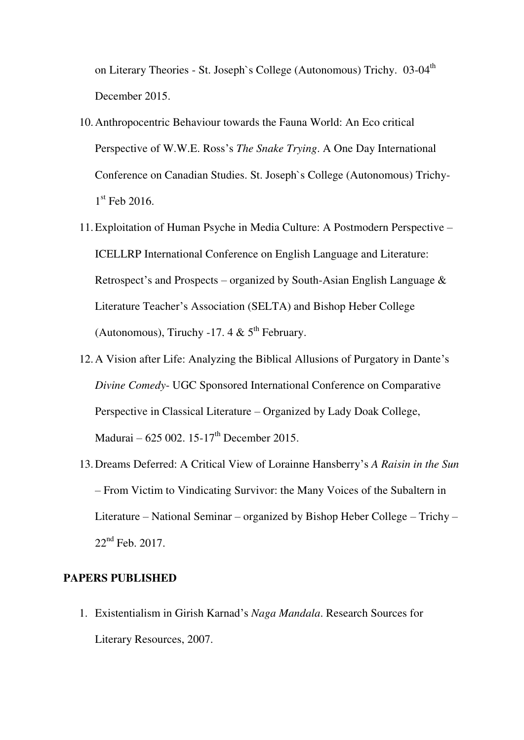on Literary Theories - St. Joseph`s College (Autonomous) Trichy. 03-04th December 2015.

10. Anthropocentric Behaviour towards the Fauna World: An Eco critical Perspective of W.W.E. Ross's *The Snake Trying*. A One Day International Conference on Canadian Studies. St. Joseph`s College (Autonomous) Trichy- 1st Feb 2016.
11. Exploitation of Human Psyche in Media Culture: A Postmodern Perspective – ICELLRP International Conference on English Language and Literature: Retrospect's and Prospects – organized by South-Asian English Language & Literature Teacher's Association (SELTA) and Bishop Heber College (Autonomous), Tiruchy -17. 4 & 5th February.
12. A Vision after Life: Analyzing the Biblical Allusions of Purgatory in Dante's *Divine Comedy*- UGC Sponsored International Conference on Comparative Perspective in Classical Literature – Organized by Lady Doak College, Madurai – 625 002. 15-17th December 2015.
13. Dreams Deferred: A Critical View of Lorainne Hansberry's *A Raisin in the Sun* – From Victim to Vindicating Survivor: the Many Voices of the Subaltern in Literature – National Seminar – organized by Bishop Heber College – Trichy – 22nd Feb. 2017.

**PAPERS PUBLISHED**

1. Existentialism in Girish Karnad's *Naga Mandala*. Research Sources for Literary Resources, 2007.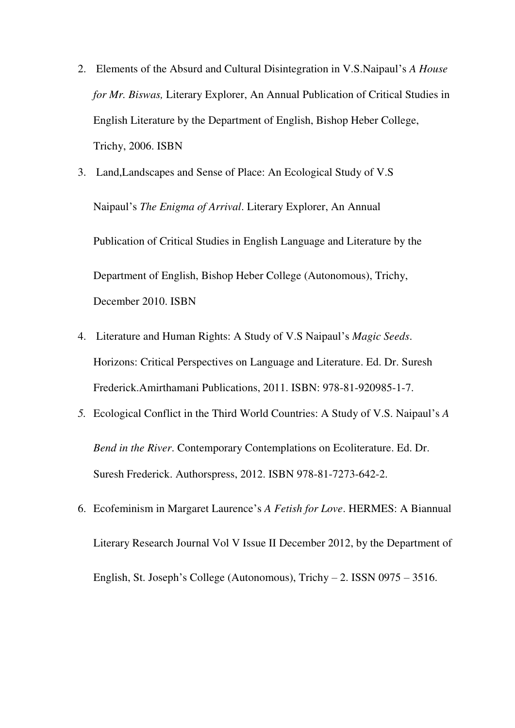2. Elements of the Absurd and Cultural Disintegration in V.S.Naipaul's *A House for Mr. Biswas,* Literary Explorer, An Annual Publication of Critical Studies in English Literature by the Department of English, Bishop Heber College, Trichy, 2006. ISBN

3. Land,Landscapes and Sense of Place: An Ecological Study of V.S Naipaul's *The Enigma of Arrival*. Literary Explorer, An Annual Publication of Critical Studies in English Language and Literature by the Department of English, Bishop Heber College (Autonomous), Trichy, December 2010. ISBN

4. Literature and Human Rights: A Study of V.S Naipaul's *Magic Seeds*. Horizons: Critical Perspectives on Language and Literature. Ed. Dr. Suresh Frederick.Amirthamani Publications, 2011. ISBN: 978-81-920985-1-7.

5. Ecological Conflict in the Third World Countries: A Study of V.S. Naipaul's *A Bend in the River*. Contemporary Contemplations on Ecoliterature. Ed. Dr. Suresh Frederick. Authorspress, 2012. ISBN 978-81-7273-642-2.

6. Ecofeminism in Margaret Laurence's *A Fetish for Love*. HERMES: A Biannual Literary Research Journal Vol V Issue II December 2012, by the Department of English, St. Joseph's College (Autonomous), Trichy – 2. ISSN 0975 – 3516.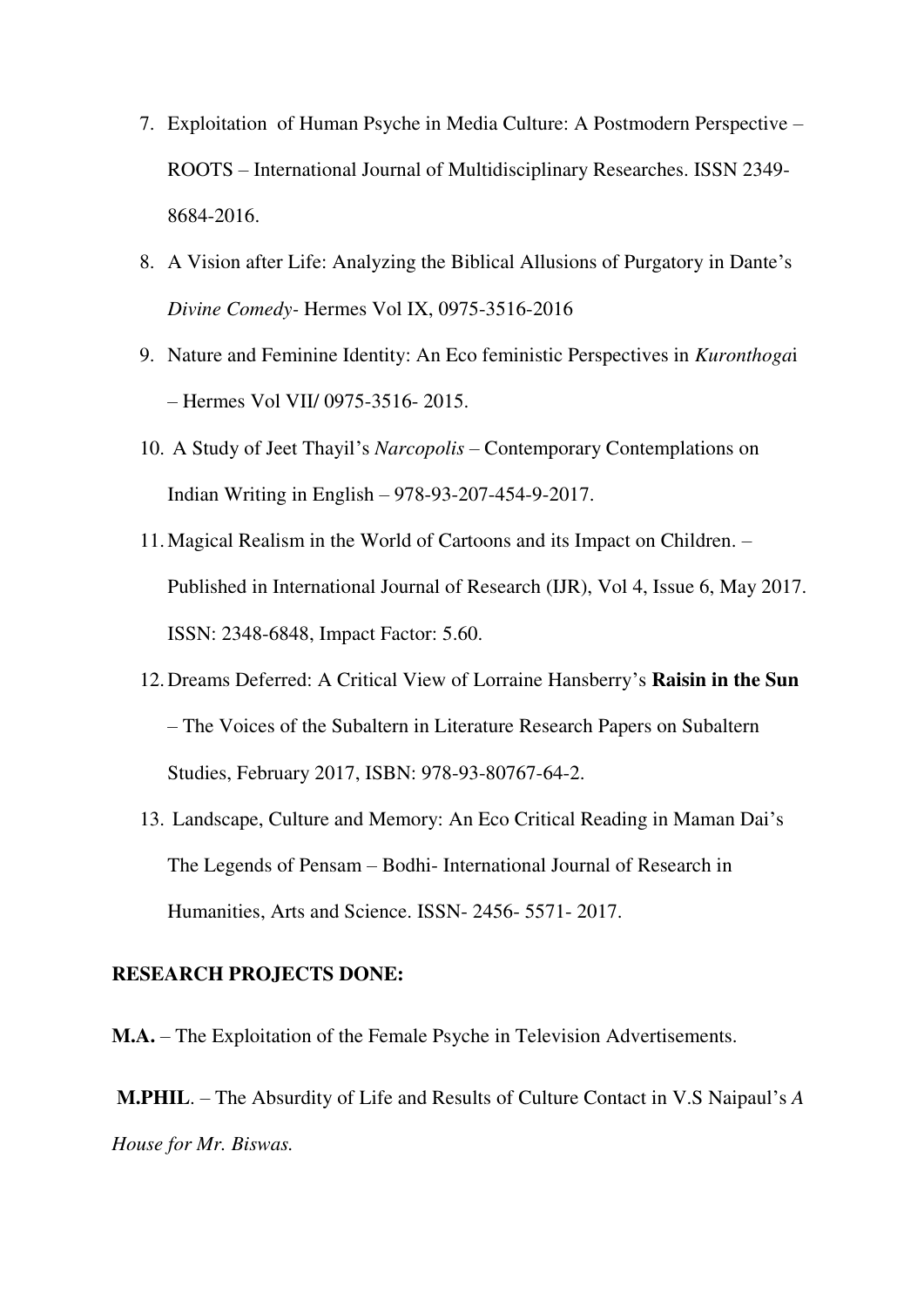7. Exploitation of Human Psyche in Media Culture: A Postmodern Perspective – ROOTS – International Journal of Multidisciplinary Researches. ISSN 2349-8684-2016.
8. A Vision after Life: Analyzing the Biblical Allusions of Purgatory in Dante's *Divine Comedy*- Hermes Vol IX, 0975-3516-2016
9. Nature and Feminine Identity: An Eco feministic Perspectives in *Kuronthoga*i – Hermes Vol VII/ 0975-3516- 2015.
10. A Study of Jeet Thayil's *Narcopolis* – Contemporary Contemplations on Indian Writing in English – 978-93-207-454-9-2017.
11. Magical Realism in the World of Cartoons and its Impact on Children. – Published in International Journal of Research (IJR), Vol 4, Issue 6, May 2017. ISSN: 2348-6848, Impact Factor: 5.60.
12. Dreams Deferred: A Critical View of Lorraine Hansberry's **Raisin in the Sun** – The Voices of the Subaltern in Literature Research Papers on Subaltern Studies, February 2017, ISBN: 978-93-80767-64-2.
13. Landscape, Culture and Memory: An Eco Critical Reading in Maman Dai's The Legends of Pensam – Bodhi- International Journal of Research in Humanities, Arts and Science. ISSN- 2456- 5571- 2017.

**RESEARCH PROJECTS DONE:**

**M.A.** – The Exploitation of the Female Psyche in Television Advertisements.

**M.PHIL**. – The Absurdity of Life and Results of Culture Contact in V.S Naipaul's *A House for Mr. Biswas.*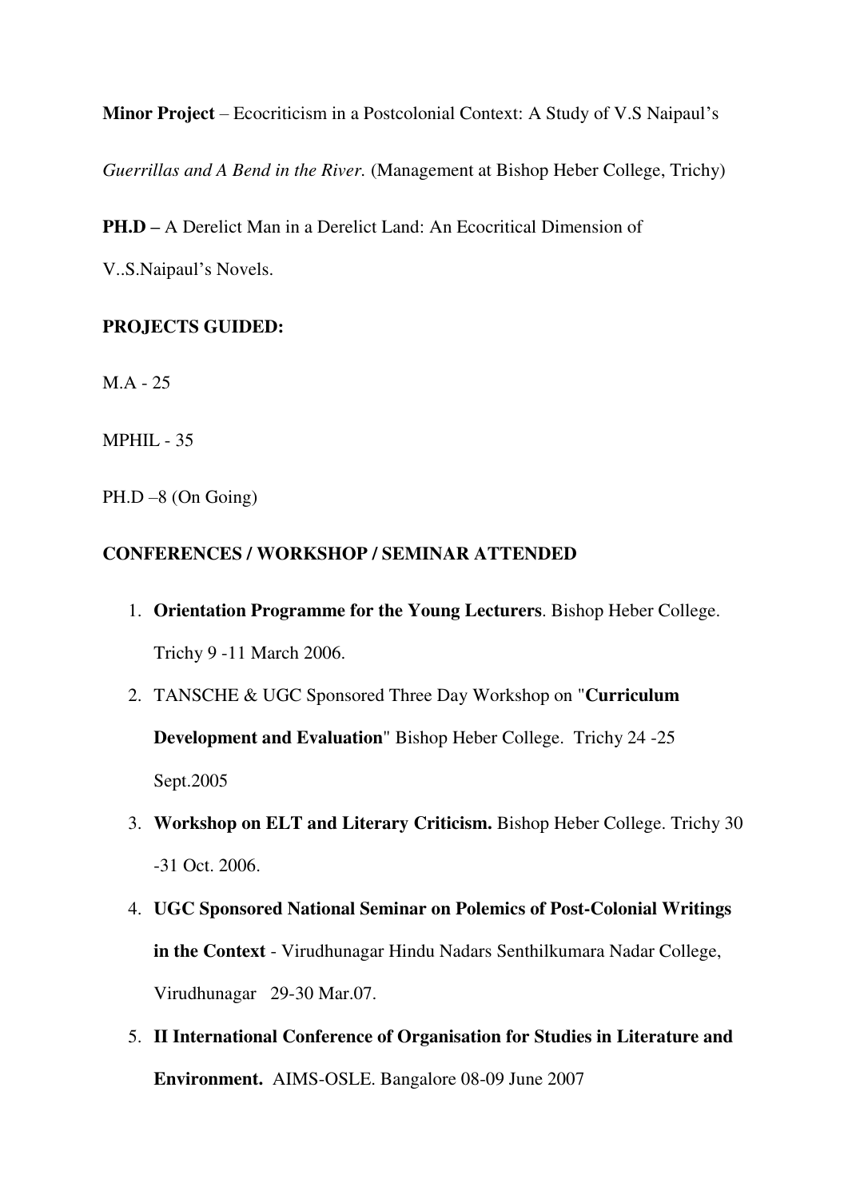**Minor Project** – Ecocriticism in a Postcolonial Context: A Study of V.S Naipaul's *Guerrillas and A Bend in the River.* (Management at Bishop Heber College, Trichy)

**PH.D –** A Derelict Man in a Derelict Land: An Ecocritical Dimension of V..S.Naipaul's Novels.

**PROJECTS GUIDED:**

M.A - 25

MPHIL - 35

PH.D –8 (On Going)

**CONFERENCES / WORKSHOP / SEMINAR ATTENDED**

1. **Orientation Programme for the Young Lecturers**. Bishop Heber College. Trichy 9 -11 March 2006.
2. TANSCHE & UGC Sponsored Three Day Workshop on "**Curriculum Development and Evaluation**" Bishop Heber College. Trichy 24 -25 Sept.2005
3. **Workshop on ELT and Literary Criticism.** Bishop Heber College. Trichy 30 -31 Oct. 2006.
4. **UGC Sponsored National Seminar on Polemics of Post-Colonial Writings in the Context** - Virudhunagar Hindu Nadars Senthilkumara Nadar College, Virudhunagar 29-30 Mar.07.
5. **II International Conference of Organisation for Studies in Literature and Environment.** AIMS-OSLE. Bangalore 08-09 June 2007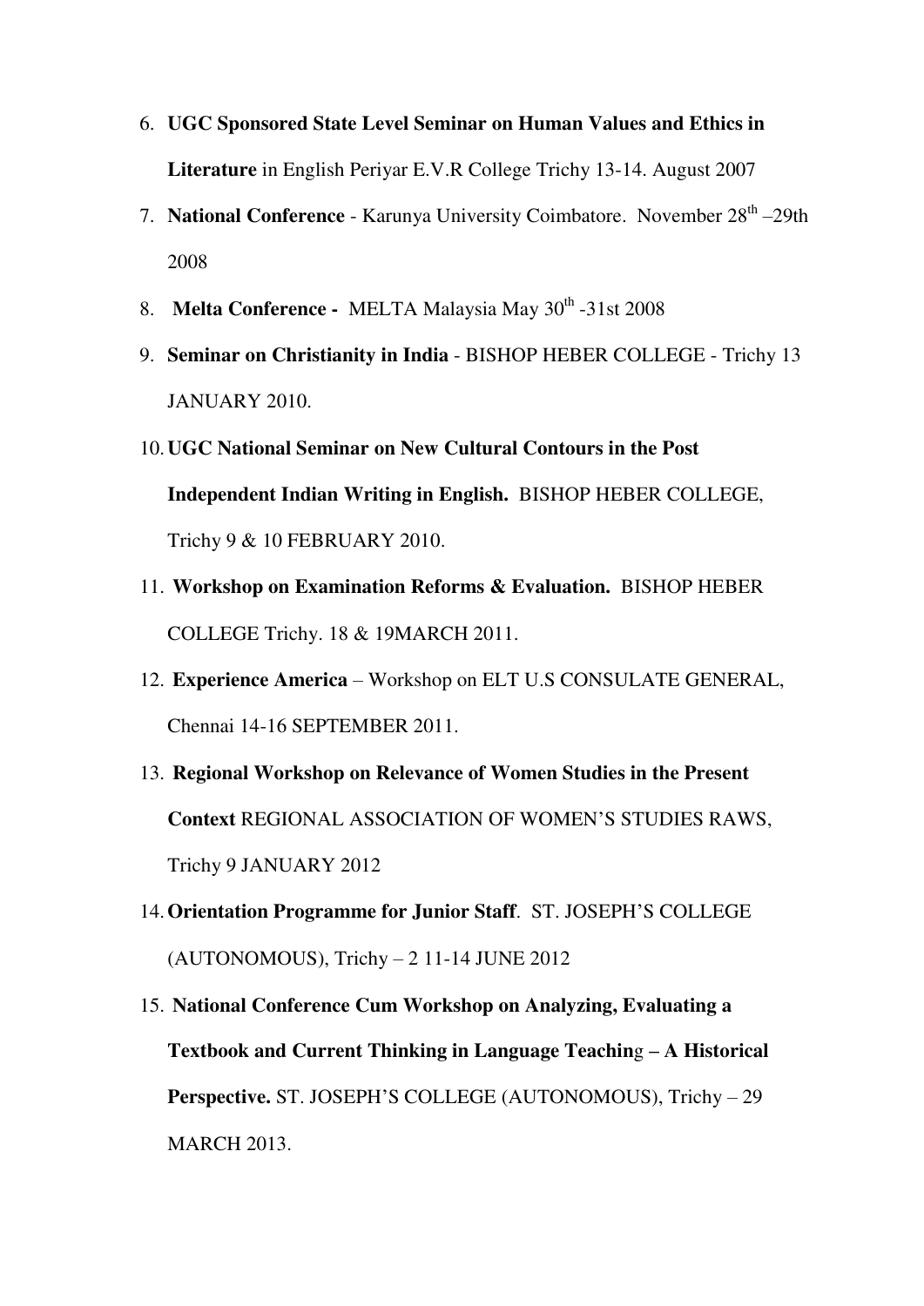6. **UGC Sponsored State Level Seminar on Human Values and Ethics in Literature** in English Periyar E.V.R College Trichy 13-14. August 2007
7. **National Conference** - Karunya University Coimbatore. November 28th –29th 2008
8. **Melta Conference -** MELTA Malaysia May 30th -31st 2008
9. **Seminar on Christianity in India** - BISHOP HEBER COLLEGE - Trichy 13 JANUARY 2010.
10. **UGC National Seminar on New Cultural Contours in the Post Independent Indian Writing in English.** BISHOP HEBER COLLEGE, Trichy 9 & 10 FEBRUARY 2010.
11. **Workshop on Examination Reforms & Evaluation.** BISHOP HEBER COLLEGE Trichy. 18 & 19MARCH 2011.
12. **Experience America** – Workshop on ELT U.S CONSULATE GENERAL, Chennai 14-16 SEPTEMBER 2011.
13. **Regional Workshop on Relevance of Women Studies in the Present Context** REGIONAL ASSOCIATION OF WOMEN'S STUDIES RAWS, Trichy 9 JANUARY 2012
14. **Orientation Programme for Junior Staff**. ST. JOSEPH'S COLLEGE (AUTONOMOUS), Trichy – 2 11-14 JUNE 2012
15. **National Conference Cum Workshop on Analyzing, Evaluating a Textbook and Current Thinking in Language Teaching – A Historical Perspective.** ST. JOSEPH'S COLLEGE (AUTONOMOUS), Trichy – 29 MARCH 2013.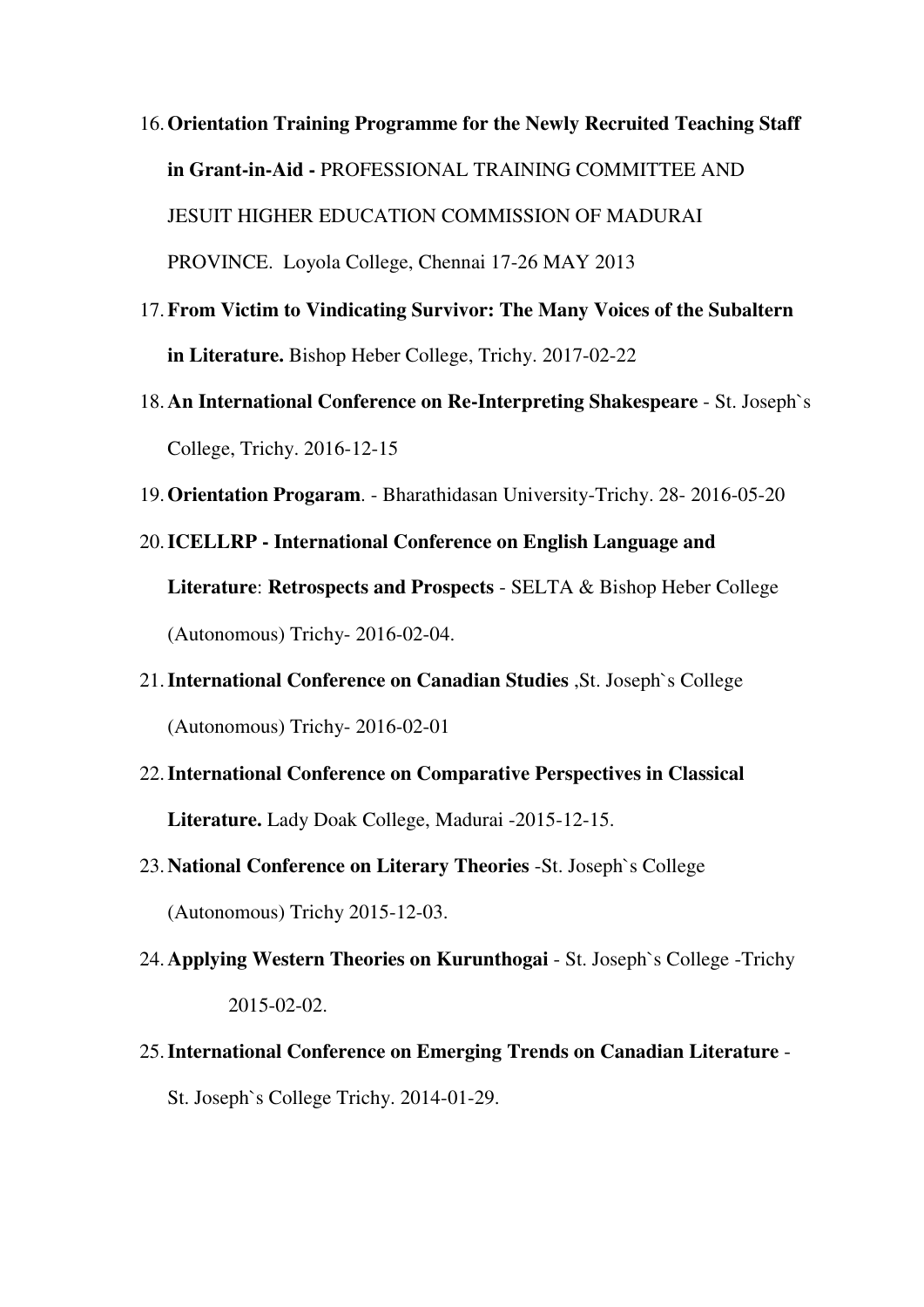16. **Orientation Training Programme for the Newly Recruited Teaching Staff in Grant-in-Aid -** PROFESSIONAL TRAINING COMMITTEE AND JESUIT HIGHER EDUCATION COMMISSION OF MADURAI PROVINCE. Loyola College, Chennai 17-26 MAY 2013
17. **From Victim to Vindicating Survivor: The Many Voices of the Subaltern in Literature.** Bishop Heber College, Trichy. 2017-02-22
18. **An International Conference on Re-Interpreting Shakespeare** - St. Joseph`s College, Trichy. 2016-12-15
19. **Orientation Progaram**. - Bharathidasan University-Trichy. 28- 2016-05-20
20. **ICELLRP - International Conference on English Language and Literature**: **Retrospects and Prospects** - SELTA & Bishop Heber College (Autonomous) Trichy- 2016-02-04.
21. **International Conference on Canadian Studies** ,St. Joseph`s College (Autonomous) Trichy- 2016-02-01
22. **International Conference on Comparative Perspectives in Classical Literature.** Lady Doak College, Madurai -2015-12-15.
23. **National Conference on Literary Theories** -St. Joseph`s College (Autonomous) Trichy 2015-12-03.
24. **Applying Western Theories on Kurunthogai** - St. Joseph`s College -Trichy 2015-02-02.
25. **International Conference on Emerging Trends on Canadian Literature** - St. Joseph`s College Trichy. 2014-01-29.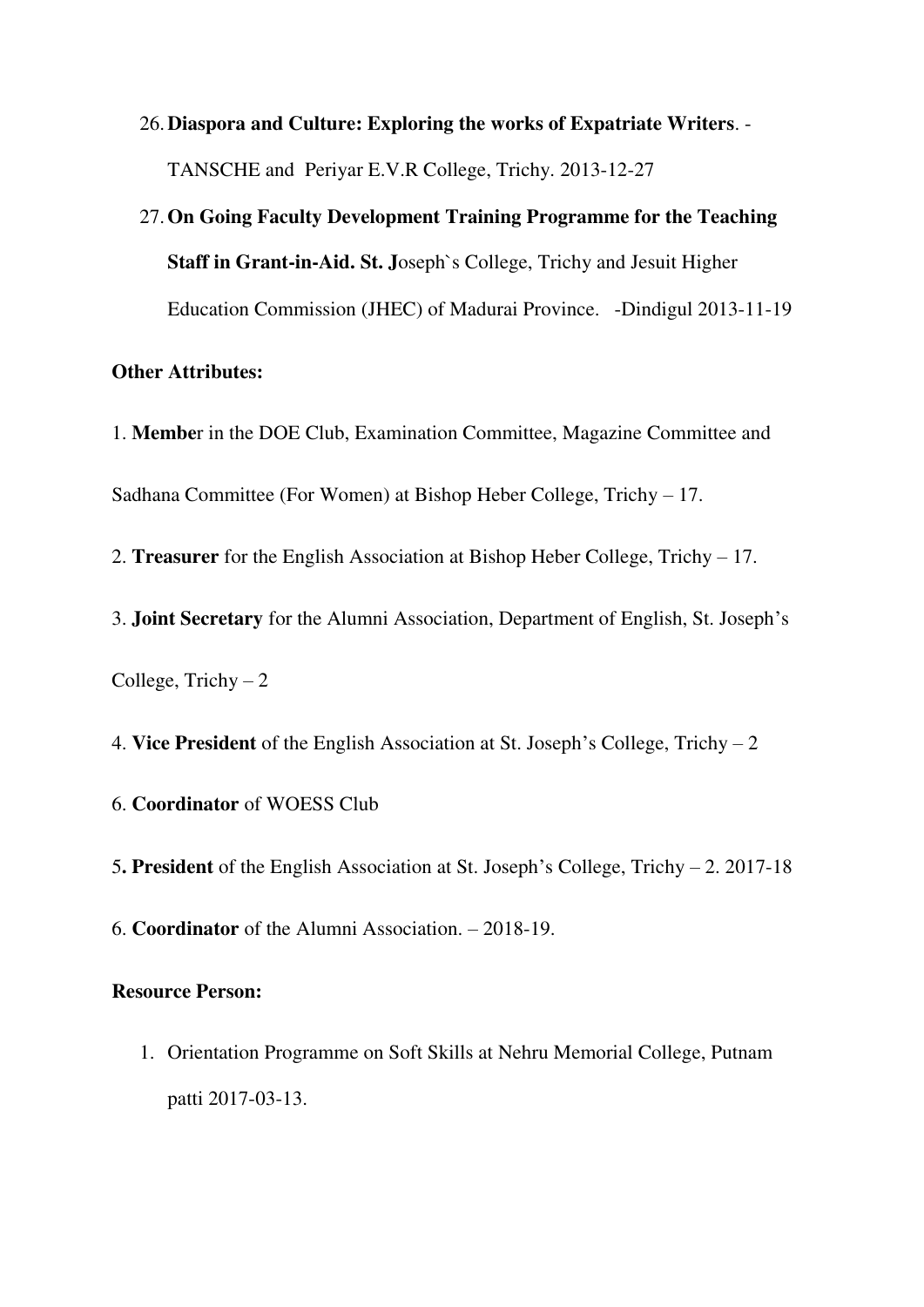26. **Diaspora and Culture: Exploring the works of Expatriate Writers**. - TANSCHE and Periyar E.V.R College, Trichy. 2013-12-27
27. **On Going Faculty Development Training Programme for the Teaching Staff in Grant-in-Aid. St. J**oseph`s College, Trichy and Jesuit Higher Education Commission (JHEC) of Madurai Province. -Dindigul 2013-11-19

**Other Attributes:**

1. **Membe**r in the DOE Club, Examination Committee, Magazine Committee and Sadhana Committee (For Women) at Bishop Heber College, Trichy – 17.

2. **Treasurer** for the English Association at Bishop Heber College, Trichy – 17.

3. **Joint Secretary** for the Alumni Association, Department of English, St. Joseph's College, Trichy – 2

4. **Vice President** of the English Association at St. Joseph's College, Trichy – 2

6. **Coordinator** of WOESS Club

5**. President** of the English Association at St. Joseph's College, Trichy – 2. 2017-18

6. **Coordinator** of the Alumni Association. – 2018-19.

**Resource Person:**

1. Orientation Programme on Soft Skills at Nehru Memorial College, Putnam patti 2017-03-13.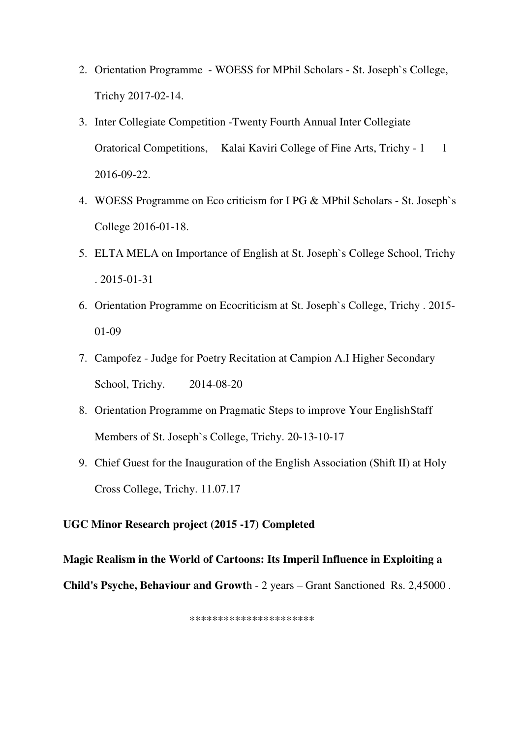2. Orientation Programme - WOESS for MPhil Scholars - St. Joseph`s College, Trichy 2017-02-14.
3. Inter Collegiate Competition -Twenty Fourth Annual Inter Collegiate Oratorical Competitions, Kalai Kaviri College of Fine Arts, Trichy - 1 1 2016-09-22.
4. WOESS Programme on Eco criticism for I PG & MPhil Scholars - St. Joseph`s College 2016-01-18.
5. ELTA MELA on Importance of English at St. Joseph`s College School, Trichy . 2015-01-31
6. Orientation Programme on Ecocriticism at St. Joseph`s College, Trichy . 2015-01-09
7. Campofez - Judge for Poetry Recitation at Campion A.I Higher Secondary School, Trichy. 2014-08-20
8. Orientation Programme on Pragmatic Steps to improve Your EnglishStaff Members of St. Joseph`s College, Trichy. 20-13-10-17
9. Chief Guest for the Inauguration of the English Association (Shift II) at Holy Cross College, Trichy. 11.07.17

**UGC Minor Research project (2015 -17) Completed**

**Magic Realism in the World of Cartoons: Its Imperil Influence in Exploiting a Child's Psyche, Behaviour and Growt**h - 2 years – Grant Sanctioned Rs. 2,45000 .

*********************